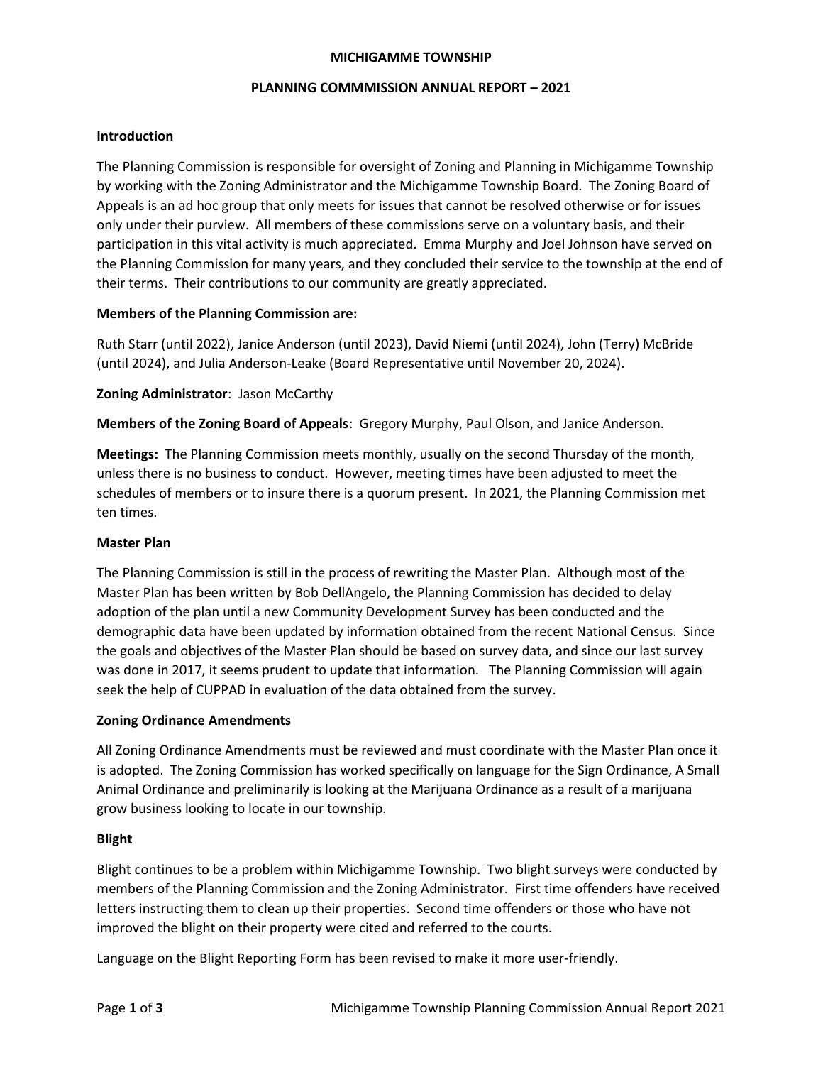# MICHIGAMME TOWNSHIP

## PLANNING COMMMISSION ANNUAL REPORT – 2021

### Introduction

The Planning Commission is responsible for oversight of Zoning and Planning in Michigamme Township by working with the Zoning Administrator and the Michigamme Township Board. The Zoning Board of Appeals is an ad hoc group that only meets for issues that cannot be resolved otherwise or for issues only under their purview. All members of these commissions serve on a voluntary basis, and their participation in this vital activity is much appreciated. Emma Murphy and Joel Johnson have served on the Planning Commission for many years, and they concluded their service to the township at the end of their terms. Their contributions to our community are greatly appreciated.

**Members of the Planning Commission are:**

Ruth Starr (until 2022), Janice Anderson (until 2023), David Niemi (until 2024), John (Terry) McBride (until 2024), and Julia Anderson-Leake (Board Representative until November 20, 2024).

**Zoning Administrator**: Jason McCarthy

**Members of the Zoning Board of Appeals**: Gregory Murphy, Paul Olson, and Janice Anderson.

**Meetings:** The Planning Commission meets monthly, usually on the second Thursday of the month, unless there is no business to conduct. However, meeting times have been adjusted to meet the schedules of members or to insure there is a quorum present. In 2021, the Planning Commission met ten times.

### Master Plan

The Planning Commission is still in the process of rewriting the Master Plan. Although most of the Master Plan has been written by Bob DellAngelo, the Planning Commission has decided to delay adoption of the plan until a new Community Development Survey has been conducted and the demographic data have been updated by information obtained from the recent National Census. Since the goals and objectives of the Master Plan should be based on survey data, and since our last survey was done in 2017, it seems prudent to update that information. The Planning Commission will again seek the help of CUPPAD in evaluation of the data obtained from the survey.

### Zoning Ordinance Amendments

All Zoning Ordinance Amendments must be reviewed and must coordinate with the Master Plan once it is adopted. The Zoning Commission has worked specifically on language for the Sign Ordinance, A Small Animal Ordinance and preliminarily is looking at the Marijuana Ordinance as a result of a marijuana grow business looking to locate in our township.

### Blight

Blight continues to be a problem within Michigamme Township. Two blight surveys were conducted by members of the Planning Commission and the Zoning Administrator. First time offenders have received letters instructing them to clean up their properties. Second time offenders or those who have not improved the blight on their property were cited and referred to the courts.

Language on the Blight Reporting Form has been revised to make it more user-friendly.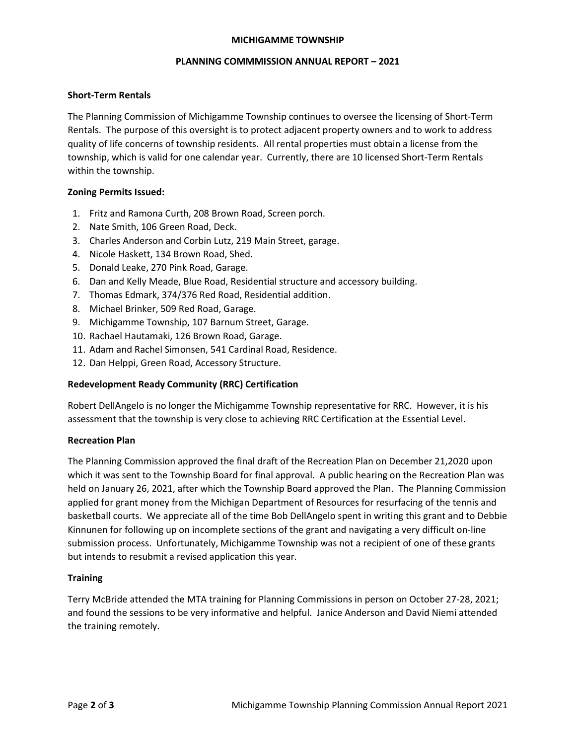**MICHIGAMME TOWNSHIP**

**PLANNING COMMMISSION ANNUAL REPORT – 2021**

**Short-Term Rentals**

The Planning Commission of Michigamme Township continues to oversee the licensing of Short-Term Rentals. The purpose of this oversight is to protect adjacent property owners and to work to address quality of life concerns of township residents. All rental properties must obtain a license from the township, which is valid for one calendar year. Currently, there are 10 licensed Short-Term Rentals within the township.

**Zoning Permits Issued:**

1. Fritz and Ramona Curth, 208 Brown Road, Screen porch.
2. Nate Smith, 106 Green Road, Deck.
3. Charles Anderson and Corbin Lutz, 219 Main Street, garage.
4. Nicole Haskett, 134 Brown Road, Shed.
5. Donald Leake, 270 Pink Road, Garage.
6. Dan and Kelly Meade, Blue Road, Residential structure and accessory building.
7. Thomas Edmark, 374/376 Red Road, Residential addition.
8. Michael Brinker, 509 Red Road, Garage.
9. Michigamme Township, 107 Barnum Street, Garage.
10. Rachael Hautamaki, 126 Brown Road, Garage.
11. Adam and Rachel Simonsen, 541 Cardinal Road, Residence.
12. Dan Helppi, Green Road, Accessory Structure.

**Redevelopment Ready Community (RRC) Certification**

Robert DellAngelo is no longer the Michigamme Township representative for RRC. However, it is his assessment that the township is very close to achieving RRC Certification at the Essential Level.

**Recreation Plan**

The Planning Commission approved the final draft of the Recreation Plan on December 21,2020 upon which it was sent to the Township Board for final approval. A public hearing on the Recreation Plan was held on January 26, 2021, after which the Township Board approved the Plan. The Planning Commission applied for grant money from the Michigan Department of Resources for resurfacing of the tennis and basketball courts. We appreciate all of the time Bob DellAngelo spent in writing this grant and to Debbie Kinnunen for following up on incomplete sections of the grant and navigating a very difficult on-line submission process. Unfortunately, Michigamme Township was not a recipient of one of these grants but intends to resubmit a revised application this year.

**Training**

Terry McBride attended the MTA training for Planning Commissions in person on October 27-28, 2021; and found the sessions to be very informative and helpful. Janice Anderson and David Niemi attended the training remotely.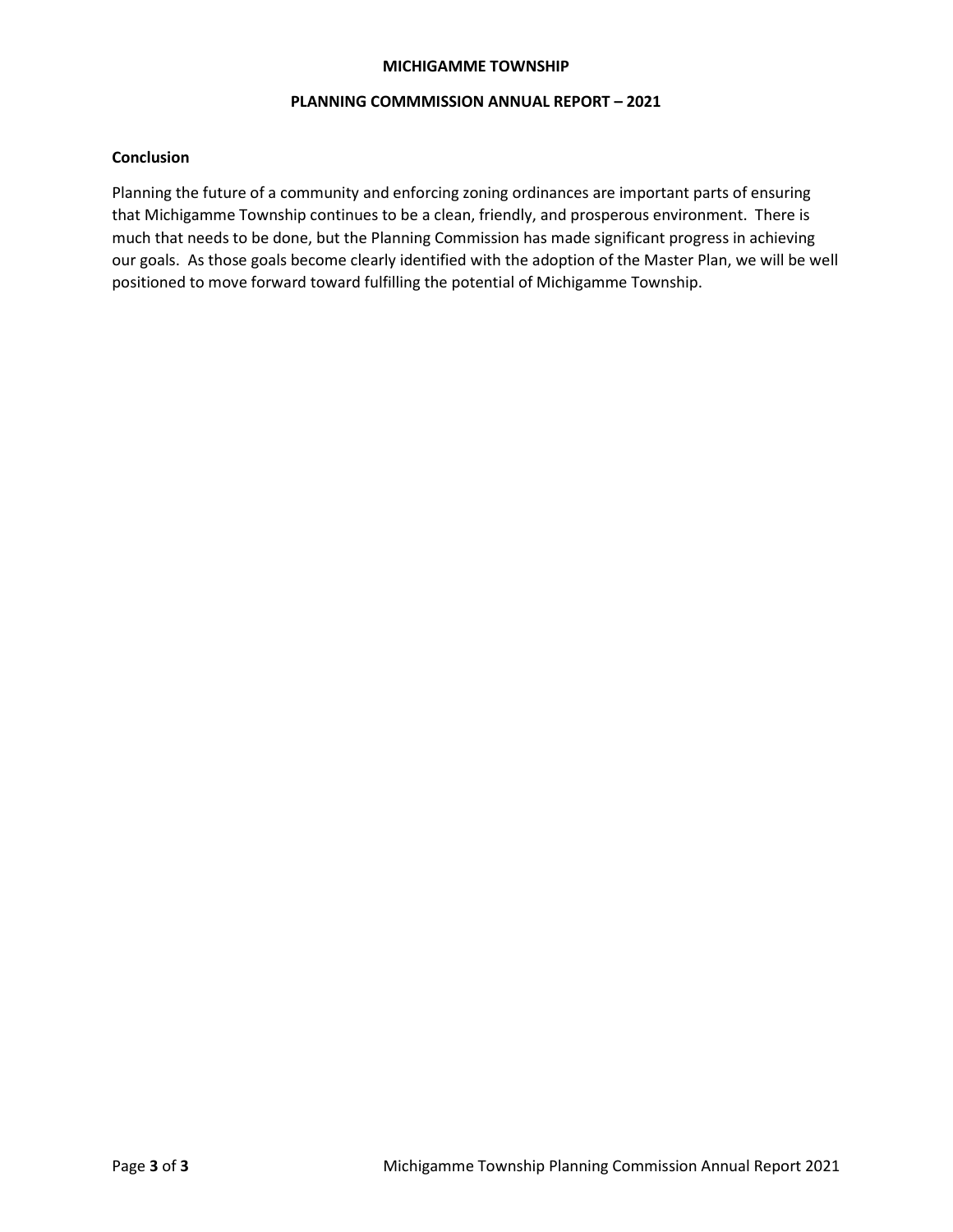## Conclusion

Planning the future of a community and enforcing zoning ordinances are important parts of ensuring that Michigamme Township continues to be a clean, friendly, and prosperous environment. There is much that needs to be done, but the Planning Commission has made significant progress in achieving our goals. As those goals become clearly identified with the adoption of the Master Plan, we will be well positioned to move forward toward fulfilling the potential of Michigamme Township.